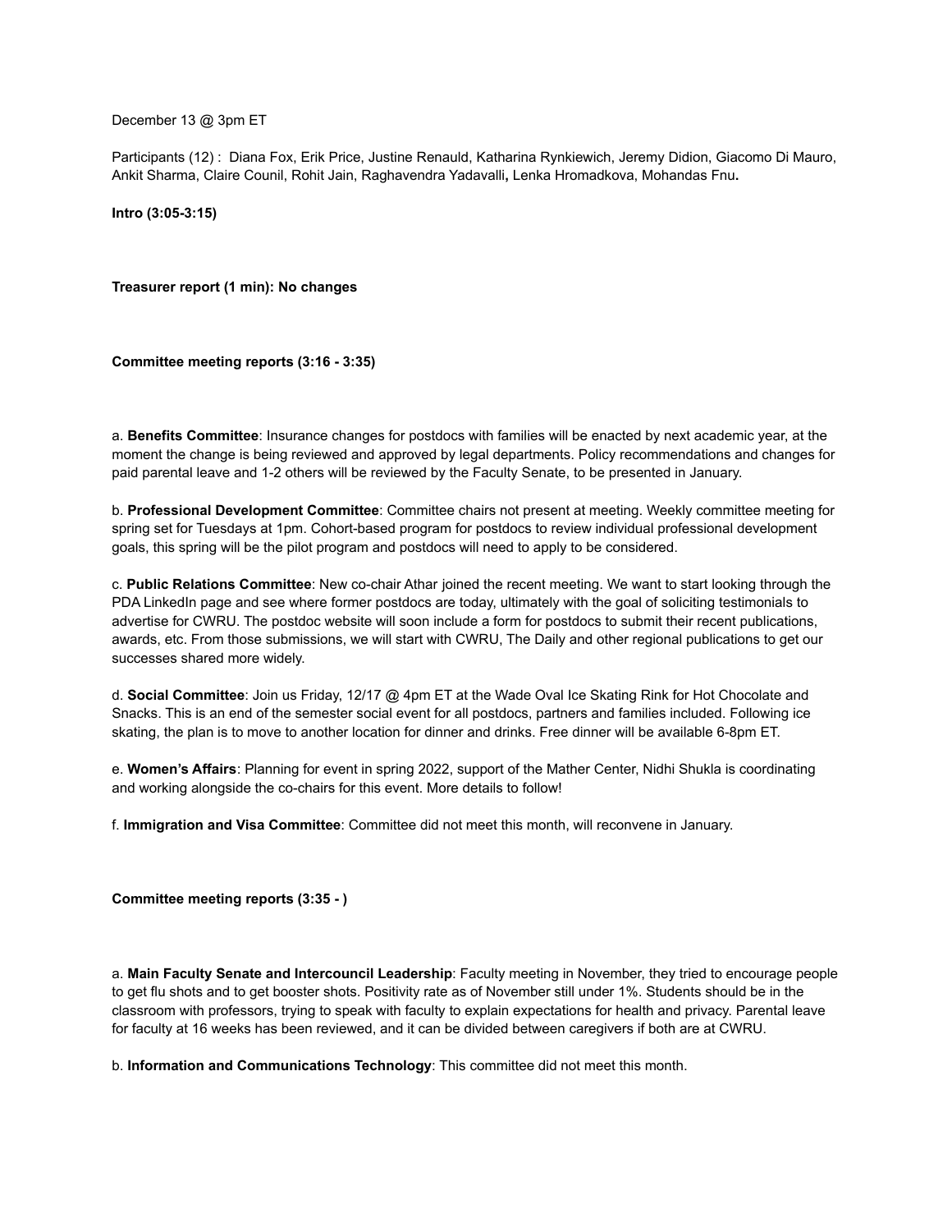December 13 @ 3pm ET

Participants (12) : Diana Fox, Erik Price, Justine Renauld, Katharina Rynkiewich, Jeremy Didion, Giacomo Di Mauro, Ankit Sharma, Claire Counil, Rohit Jain, Raghavendra Yadavalli**,** Lenka Hromadkova, Mohandas Fnu**.**

**Intro (3:05-3:15)**

**Treasurer report (1 min): No changes**

**Committee meeting reports (3:16 - 3:35)**

a. **Benefits Committee**: Insurance changes for postdocs with families will be enacted by next academic year, at the moment the change is being reviewed and approved by legal departments. Policy recommendations and changes for paid parental leave and 1-2 others will be reviewed by the Faculty Senate, to be presented in January.

b. **Professional Development Committee**: Committee chairs not present at meeting. Weekly committee meeting for spring set for Tuesdays at 1pm. Cohort-based program for postdocs to review individual professional development goals, this spring will be the pilot program and postdocs will need to apply to be considered.

c. **Public Relations Committee**: New co-chair Athar joined the recent meeting. We want to start looking through the PDA LinkedIn page and see where former postdocs are today, ultimately with the goal of soliciting testimonials to advertise for CWRU. The postdoc website will soon include a form for postdocs to submit their recent publications, awards, etc. From those submissions, we will start with CWRU, The Daily and other regional publications to get our successes shared more widely.

d. **Social Committee**: Join us Friday, 12/17 @ 4pm ET at the Wade Oval Ice Skating Rink for Hot Chocolate and Snacks. This is an end of the semester social event for all postdocs, partners and families included. Following ice skating, the plan is to move to another location for dinner and drinks. Free dinner will be available 6-8pm ET.

e. **Women's Affairs**: Planning for event in spring 2022, support of the Mather Center, Nidhi Shukla is coordinating and working alongside the co-chairs for this event. More details to follow!

f. **Immigration and Visa Committee**: Committee did not meet this month, will reconvene in January.

**Committee meeting reports (3:35 - )**

a. **Main Faculty Senate and Intercouncil Leadership**: Faculty meeting in November, they tried to encourage people to get flu shots and to get booster shots. Positivity rate as of November still under 1%. Students should be in the classroom with professors, trying to speak with faculty to explain expectations for health and privacy. Parental leave for faculty at 16 weeks has been reviewed, and it can be divided between caregivers if both are at CWRU.

b. **Information and Communications Technology**: This committee did not meet this month.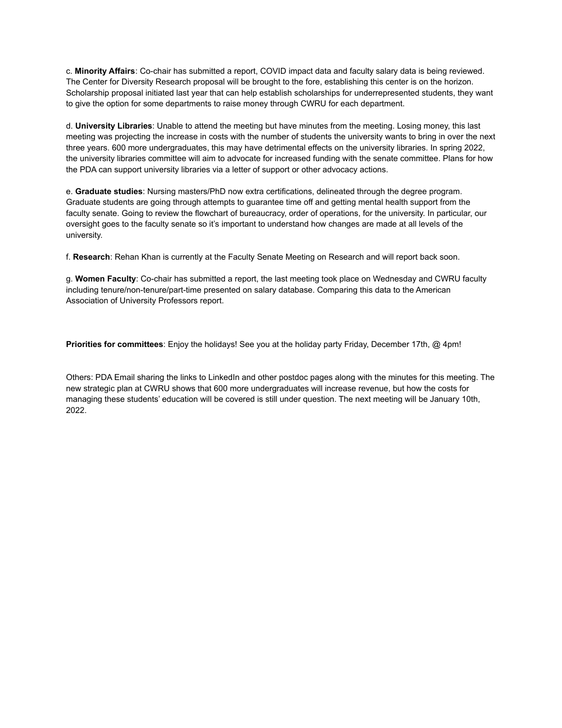c. **Minority Affairs**: Co-chair has submitted a report, COVID impact data and faculty salary data is being reviewed. The Center for Diversity Research proposal will be brought to the fore, establishing this center is on the horizon. Scholarship proposal initiated last year that can help establish scholarships for underrepresented students, they want to give the option for some departments to raise money through CWRU for each department.

d. **University Libraries**: Unable to attend the meeting but have minutes from the meeting. Losing money, this last meeting was projecting the increase in costs with the number of students the university wants to bring in over the next three years. 600 more undergraduates, this may have detrimental effects on the university libraries. In spring 2022, the university libraries committee will aim to advocate for increased funding with the senate committee. Plans for how the PDA can support university libraries via a letter of support or other advocacy actions.

e. **Graduate studies**: Nursing masters/PhD now extra certifications, delineated through the degree program. Graduate students are going through attempts to guarantee time off and getting mental health support from the faculty senate. Going to review the flowchart of bureaucracy, order of operations, for the university. In particular, our oversight goes to the faculty senate so it's important to understand how changes are made at all levels of the university.

f. **Research**: Rehan Khan is currently at the Faculty Senate Meeting on Research and will report back soon.

g. **Women Faculty**: Co-chair has submitted a report, the last meeting took place on Wednesday and CWRU faculty including tenure/non-tenure/part-time presented on salary database. Comparing this data to the American Association of University Professors report.

**Priorities for committees**: Enjoy the holidays! See you at the holiday party Friday, December 17th, @ 4pm!

Others: PDA Email sharing the links to LinkedIn and other postdoc pages along with the minutes for this meeting. The new strategic plan at CWRU shows that 600 more undergraduates will increase revenue, but how the costs for managing these students' education will be covered is still under question. The next meeting will be January 10th, 2022.